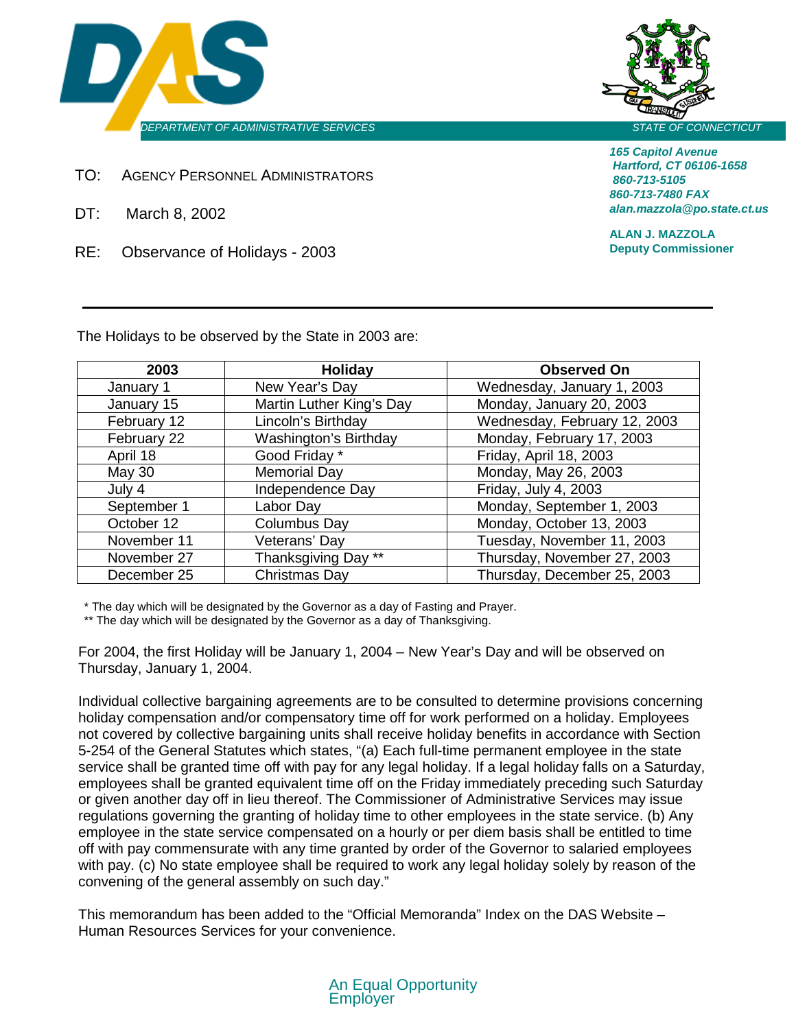DEPARTMENT OF ADMINISTRATIVE SERVICES

STATE OF CONNECTICUT

***165 Capitol Avenue***
***Hartford, CT 06106-1658***
***860-713-5105***
***860-713-7480 FAX***
***alan.mazzola@po.state.ct.us***

**ALAN J. MAZZOLA**
**Deputy Commissioner**

TO: AGENCY PERSONNEL ADMINISTRATORS

DT: March 8, 2002

RE: Observance of Holidays - 2003

---

The Holidays to be observed by the State in 2003 are:

| 2003 | Holiday | Observed On |
|---|---|---|
| January 1 | New Year's Day | Wednesday, January 1, 2003 |
| January 15 | Martin Luther King's Day | Monday, January 20, 2003 |
| February 12 | Lincoln's Birthday | Wednesday, February 12, 2003 |
| February 22 | Washington's Birthday | Monday, February 17, 2003 |
| April 18 | Good Friday * | Friday, April 18, 2003 |
| May 30 | Memorial Day | Monday, May 26, 2003 |
| July 4 | Independence Day | Friday, July 4, 2003 |
| September 1 | Labor Day | Monday, September 1, 2003 |
| October 12 | Columbus Day | Monday, October 13, 2003 |
| November 11 | Veterans' Day | Tuesday, November 11, 2003 |
| November 27 | Thanksgiving Day ** | Thursday, November 27, 2003 |
| December 25 | Christmas Day | Thursday, December 25, 2003 |

\* The day which will be designated by the Governor as a day of Fasting and Prayer.
\*\* The day which will be designated by the Governor as a day of Thanksgiving.

For 2004, the first Holiday will be January 1, 2004 – New Year's Day and will be observed on Thursday, January 1, 2004.

Individual collective bargaining agreements are to be consulted to determine provisions concerning holiday compensation and/or compensatory time off for work performed on a holiday. Employees not covered by collective bargaining units shall receive holiday benefits in accordance with Section 5-254 of the General Statutes which states, "(a) Each full-time permanent employee in the state service shall be granted time off with pay for any legal holiday. If a legal holiday falls on a Saturday, employees shall be granted equivalent time off on the Friday immediately preceding such Saturday or given another day off in lieu thereof. The Commissioner of Administrative Services may issue regulations governing the granting of holiday time to other employees in the state service. (b) Any employee in the state service compensated on a hourly or per diem basis shall be entitled to time off with pay commensurate with any time granted by order of the Governor to salaried employees with pay. (c) No state employee shall be required to work any legal holiday solely by reason of the convening of the general assembly on such day."

This memorandum has been added to the "Official Memoranda" Index on the DAS Website – Human Resources Services for your convenience.

An Equal Opportunity Employer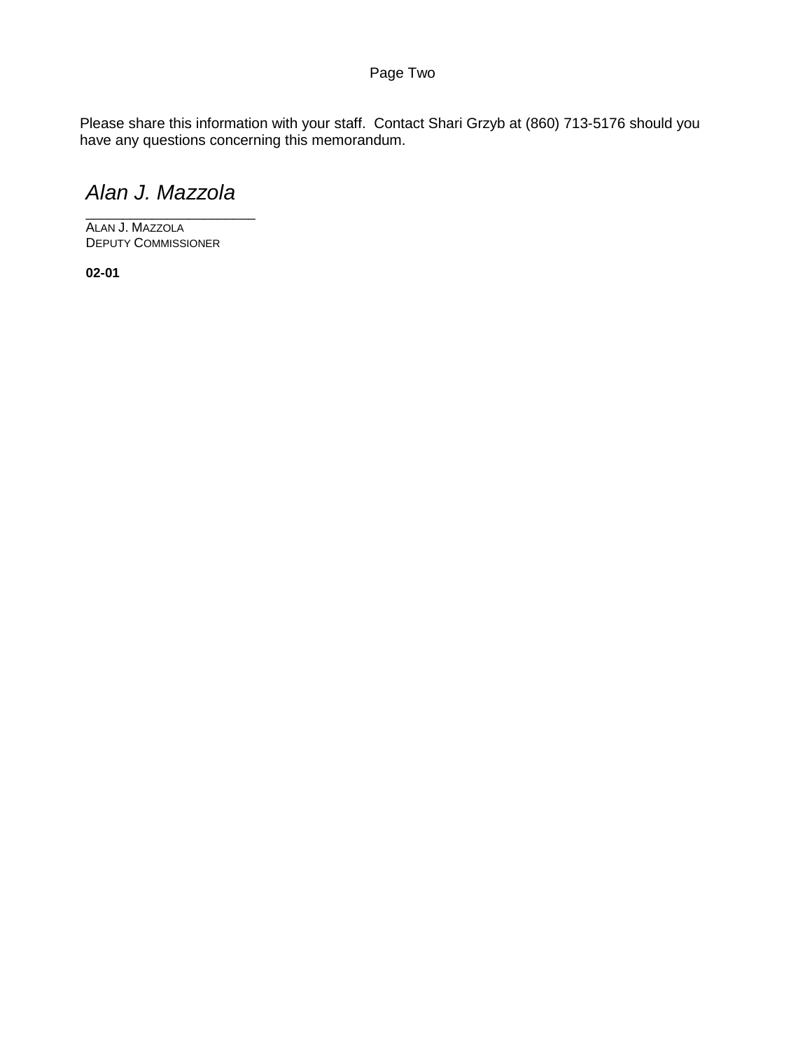Please share this information with your staff.  Contact Shari Grzyb at (860) 713-5176 should you have any questions concerning this memorandum.

*Alan J. Mazzola*
\_\_\_\_\_\_\_\_\_\_\_\_\_\_\_\_\_\_\_\_\_\_
ALAN J. MAZZOLA
DEPUTY COMMISSIONER

**02-01**